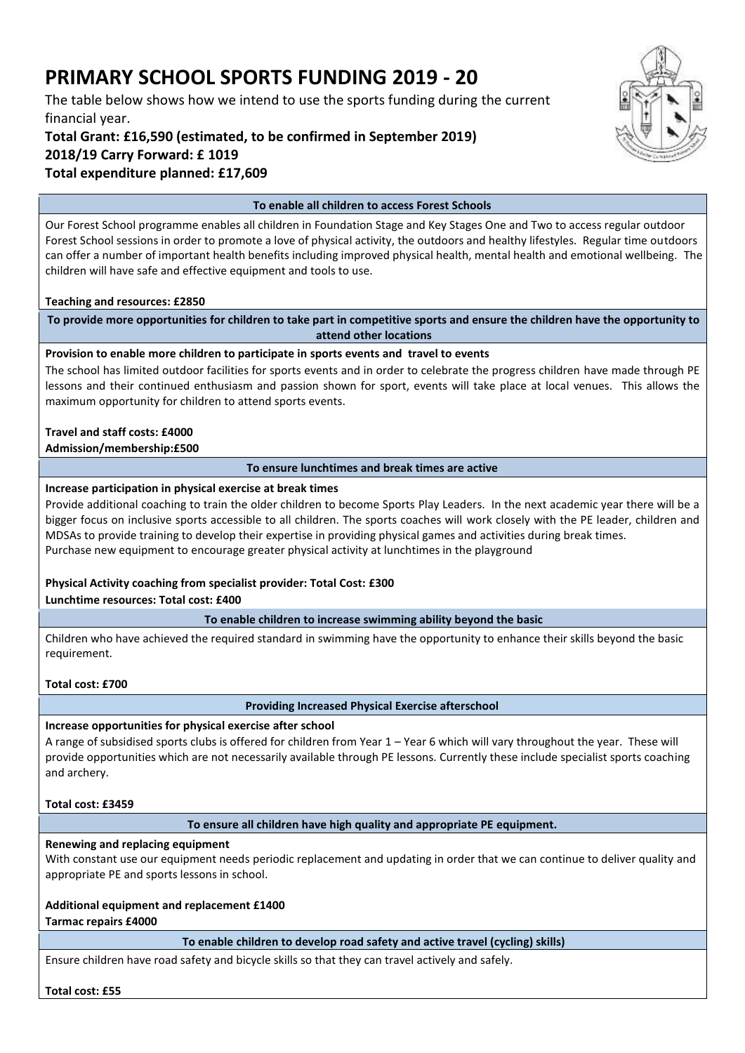# PRIMARY SCHOOL SPORTS FUNDING 2019 - 20

The table below shows how we intend to use the sports funding during the current financial year.

**Total Grant: £16,590 (estimated, to be confirmed in September 2019)**
**2018/19 Carry Forward: £ 1019**
**Total expenditure planned: £17,609**

### To enable all children to access Forest Schools

Our Forest School programme enables all children in Foundation Stage and Key Stages One and Two to access regular outdoor Forest School sessions in order to promote a love of physical activity, the outdoors and healthy lifestyles. Regular time outdoors can offer a number of important health benefits including improved physical health, mental health and emotional wellbeing. The children will have safe and effective equipment and tools to use.

**Teaching and resources: £2850**

### To provide more opportunities for children to take part in competitive sports and ensure the children have the opportunity to attend other locations

**Provision to enable more children to participate in sports events and travel to events**

The school has limited outdoor facilities for sports events and in order to celebrate the progress children have made through PE lessons and their continued enthusiasm and passion shown for sport, events will take place at local venues. This allows the maximum opportunity for children to attend sports events.

**Travel and staff costs: £4000**
**Admission/membership:£500**

### To ensure lunchtimes and break times are active

**Increase participation in physical exercise at break times**

Provide additional coaching to train the older children to become Sports Play Leaders. In the next academic year there will be a bigger focus on inclusive sports accessible to all children. The sports coaches will work closely with the PE leader, children and MDSAs to provide training to develop their expertise in providing physical games and activities during break times.
Purchase new equipment to encourage greater physical activity at lunchtimes in the playground

**Physical Activity coaching from specialist provider: Total Cost: £300**
**Lunchtime resources: Total cost: £400**

### To enable children to increase swimming ability beyond the basic

Children who have achieved the required standard in swimming have the opportunity to enhance their skills beyond the basic requirement.

**Total cost: £700**

### Providing Increased Physical Exercise afterschool

**Increase opportunities for physical exercise after school**

A range of subsidised sports clubs is offered for children from Year 1 – Year 6 which will vary throughout the year. These will provide opportunities which are not necessarily available through PE lessons. Currently these include specialist sports coaching and archery.

**Total cost: £3459**

### To ensure all children have high quality and appropriate PE equipment.

**Renewing and replacing equipment**

With constant use our equipment needs periodic replacement and updating in order that we can continue to deliver quality and appropriate PE and sports lessons in school.

**Additional equipment and replacement £1400**
**Tarmac repairs £4000**

### To enable children to develop road safety and active travel (cycling) skills)

Ensure children have road safety and bicycle skills so that they can travel actively and safely.

**Total cost: £55**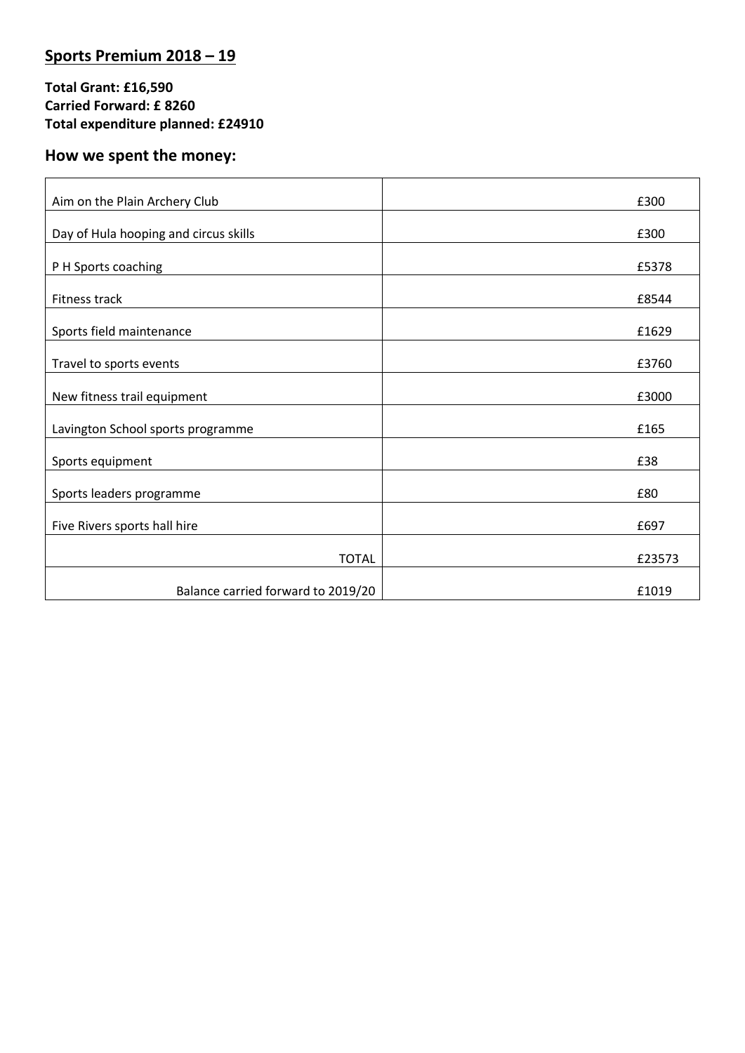## Sports Premium 2018 – 19

**Total Grant: £16,590**
**Carried Forward: £ 8260**
**Total expenditure planned: £24910**

### How we spent the money:

| | |
|---|---|
| Aim on the Plain Archery Club | £300 |
| Day of Hula hooping and circus skills | £300 |
| P H Sports coaching | £5378 |
| Fitness track | £8544 |
| Sports field maintenance | £1629 |
| Travel to sports events | £3760 |
| New fitness trail equipment | £3000 |
| Lavington School sports programme | £165 |
| Sports equipment | £38 |
| Sports leaders programme | £80 |
| Five Rivers sports hall hire | £697 |
| TOTAL | £23573 |
| Balance carried forward to 2019/20 | £1019 |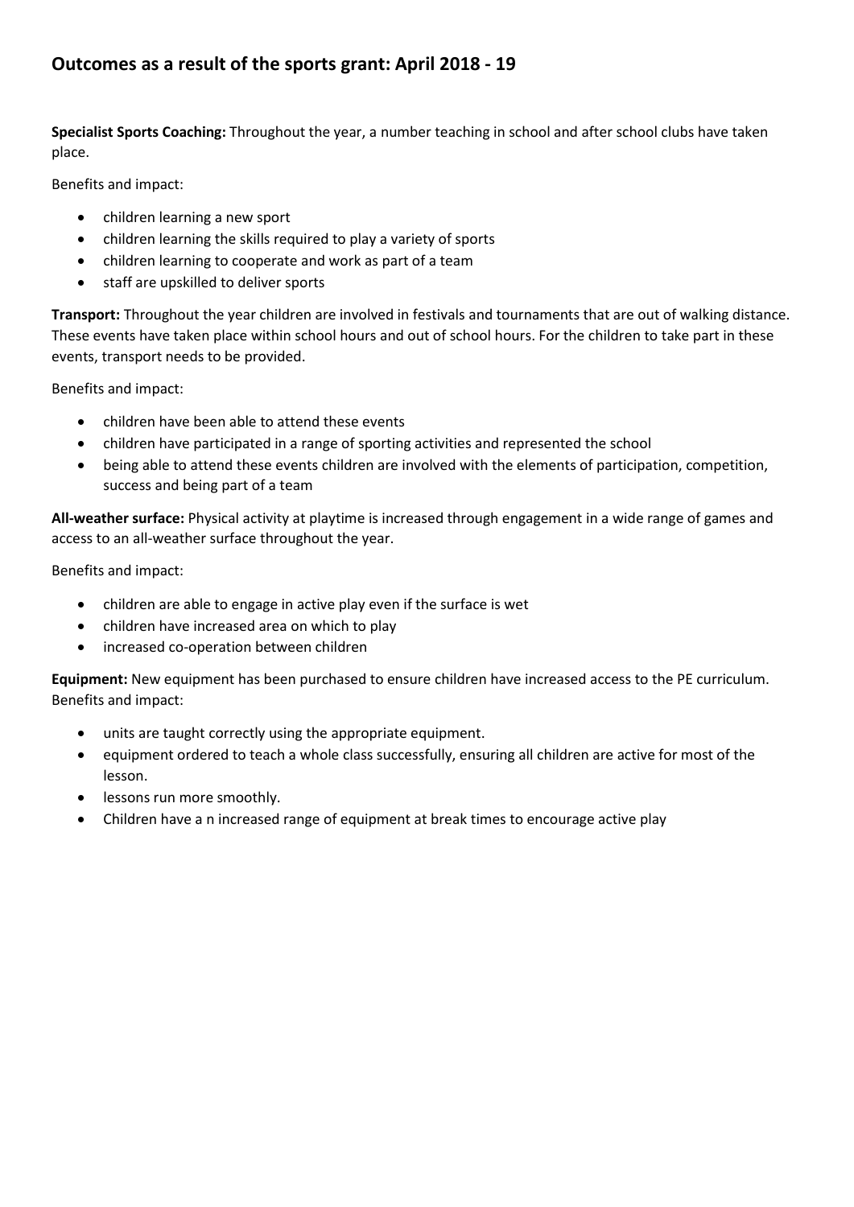## Outcomes as a result of the sports grant: April 2018 - 19

**Specialist Sports Coaching:** Throughout the year, a number teaching in school and after school clubs have taken place.

Benefits and impact:

- children learning a new sport
- children learning the skills required to play a variety of sports
- children learning to cooperate and work as part of a team
- staff are upskilled to deliver sports

**Transport:** Throughout the year children are involved in festivals and tournaments that are out of walking distance. These events have taken place within school hours and out of school hours. For the children to take part in these events, transport needs to be provided.

Benefits and impact:

- children have been able to attend these events
- children have participated in a range of sporting activities and represented the school
- being able to attend these events children are involved with the elements of participation, competition, success and being part of a team

**All-weather surface:** Physical activity at playtime is increased through engagement in a wide range of games and access to an all-weather surface throughout the year.

Benefits and impact:

- children are able to engage in active play even if the surface is wet
- children have increased area on which to play
- increased co-operation between children

**Equipment:** New equipment has been purchased to ensure children have increased access to the PE curriculum.
Benefits and impact:

- units are taught correctly using the appropriate equipment.
- equipment ordered to teach a whole class successfully, ensuring all children are active for most of the lesson.
- lessons run more smoothly.
- Children have a n increased range of equipment at break times to encourage active play